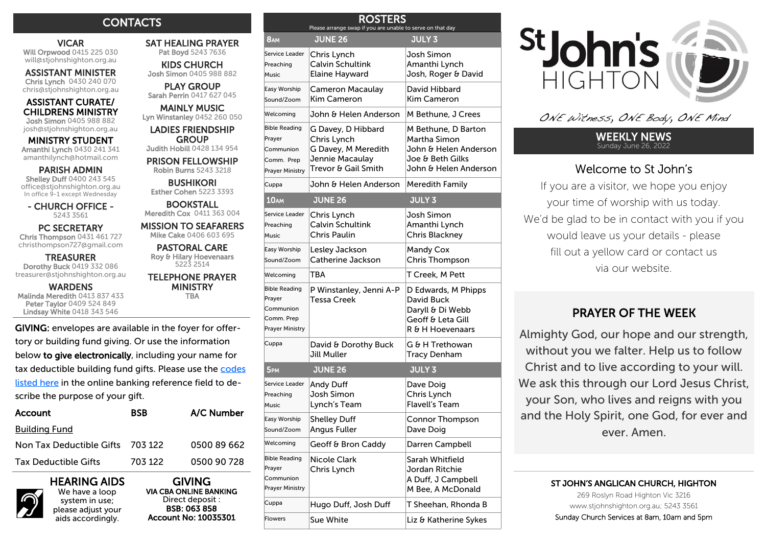## CONTACTS

**VICAR**
Will Orpwood 0415 225 030
will@stjohnshighton.org.au

**ASSISTANT MINISTER**
Chris Lynch 0430 240 070
chris@stjohnshighton.org.au

**ASSISTANT CURATE/ CHILDRENS MINISTRY**
Josh Simon 0405 988 882
josh@stjohnshighton.org.au

**MINISTRY STUDENT**
Amanthi Lynch 0430 241 341
amanthilynch@hotmail.com

**PARISH ADMIN**
Shelley Duff 0400 243 545
office@stjohnshighton.org.au
In office 9-1 except Wednesday

**- CHURCH OFFICE -**
5243 3561

**PC SECRETARY**
Chris Thompson 0431 461 727
christhompson727@gmail.com

**TREASURER**
Dorothy Buck 0419 332 086
treasurer@stjohnshighton.org.au

**WARDENS**
Malinda Meredith 0413 837 433
Peter Taylor 0409 524 849
Lindsay White 0418 343 546

**SAT HEALING PRAYER**
Pat Boyd 5243 7636

**KIDS CHURCH**
Josh Simon 0405 988 882

**PLAY GROUP**
Sarah Perrin 0417 627 045

**MAINLY MUSIC**
Lyn Winstanley 0452 260 050

**LADIES FRIENDSHIP GROUP**
Judith Hobill 0428 134 954

**PRISON FELLOWSHIP**
Robin Burns 5243 3218

**BUSHIKORI**
Esther Cohen 5223 3393

**BOOKSTALL**
Meredith Cox 0411 363 004

**MISSION TO SEAFARERS**
Mike Cake 0406 603 695

**PASTORAL CARE**
Roy & Hilary Hoevenaars
5223 2514

**TELEPHONE PRAYER MINISTRY**
TBA

**GIVING:** envelopes are available in the foyer for offertory or building fund giving. Or use the information below **to give electronically**, including your name for tax deductible building fund gifts. Please use the codes listed here in the online banking reference field to describe the purpose of your gift.

| Account | BSB | A/C Number |
|---|---|---|
| Building Fund | | |
| Non Tax Deductible Gifts | 703 122 | 0500 89 662 |
| Tax Deductible Gifts | 703 122 | 0500 90 728 |

**HEARING AIDS**
We have a loop system in use; please adjust your aids accordingly.

**GIVING**
**VIA CBA ONLINE BANKING**
Direct deposit :
**BSB: 063 858**
**Account No: 10035301**

## ROSTERS

Please arrange swap if you are unable to serve on that day

| 8AM | JUNE 26 | JULY 3 |
|---|---|---|
| Service Leader<br>Preaching<br>Music | Chris Lynch<br>Calvin Schultink<br>Elaine Hayward | Josh Simon<br>Amanthi Lynch<br>Josh, Roger & David |
| Easy Worship<br>Sound/Zoom | Cameron Macaulay<br>Kim Cameron | David Hibbard<br>Kim Cameron |
| Welcoming | John & Helen Anderson | M Bethune, J Crees |
| Bible Reading<br>Prayer<br>Communion<br>Comm. Prep<br>Prayer Ministry | G Davey, D Hibbard<br>Chris Lynch<br>G Davey, M Meredith<br>Jennie Macaulay<br>Trevor & Gail Smith | M Bethune, D Barton<br>Martha Simon<br>John & Helen Anderson<br>Joe & Beth Gilks<br>John & Helen Anderson |
| Cuppa | John & Helen Anderson | Meredith Family |
| **10AM** | **JUNE 26** | **JULY 3** |
| Service Leader<br>Preaching<br>Music | Chris Lynch<br>Calvin Schultink<br>Chris Paulin | Josh Simon<br>Amanthi Lynch<br>Chris Blackney |
| Easy Worship<br>Sound/Zoom | Lesley Jackson<br>Catherine Jackson | Mandy Cox<br>Chris Thompson |
| Welcoming | TBA | T Creek, M Pett |
| Bible Reading<br>Prayer<br>Communion<br>Comm. Prep<br>Prayer Ministry | P Winstanley, Jenni A-P<br>Tessa Creek | D Edwards, M Phipps<br>David Buck<br>Daryll & Di Webb<br>Geoff & Leta Gill<br>R & H Hoevenaars |
| Cuppa | David & Dorothy Buck<br>Jill Muller | G & H Trethowan<br>Tracy Denham |
| **5PM** | **JUNE 26** | **JULY 3** |
| Service Leader<br>Preaching<br>Music | Andy Duff<br>Josh Simon<br>Lynch's Team | Dave Doig<br>Chris Lynch<br>Flavell's Team |
| Easy Worship<br>Sound/Zoom | Shelley Duff<br>Angus Fuller | Connor Thompson<br>Dave Doig |
| Welcoming | Geoff & Bron Caddy | Darren Campbell |
| Bible Reading<br>Prayer<br>Communion<br>Prayer Ministry | Nicole Clark<br>Chris Lynch | Sarah Whitfield<br>Jordan Ritchie<br>A Duff, J Campbell<br>M Bee, A McDonald |
| Cuppa | Hugo Duff, Josh Duff | T Sheehan, Rhonda B |
| Flowers | Sue White | Liz & Katherine Sykes |

# St John's HIGHTON

*ONE Witness, ONE Body, ONE Mind*

## WEEKLY NEWS
Sunday June 26, 2022

### Welcome to St John's

If you are a visitor, we hope you enjoy your time of worship with us today. We'd be glad to be in contact with you if you would leave us your details - please fill out a yellow card or contact us via our website.

### PRAYER OF THE WEEK

Almighty God, our hope and our strength, without you we falter. Help us to follow Christ and to live according to your will. We ask this through our Lord Jesus Christ, your Son, who lives and reigns with you and the Holy Spirit, one God, for ever and ever. Amen.

**ST JOHN'S ANGLICAN CHURCH, HIGHTON**
269 Roslyn Road Highton Vic 3216
www.stjohnshighton.org.au; 5243 3561
Sunday Church Services at 8am, 10am and 5pm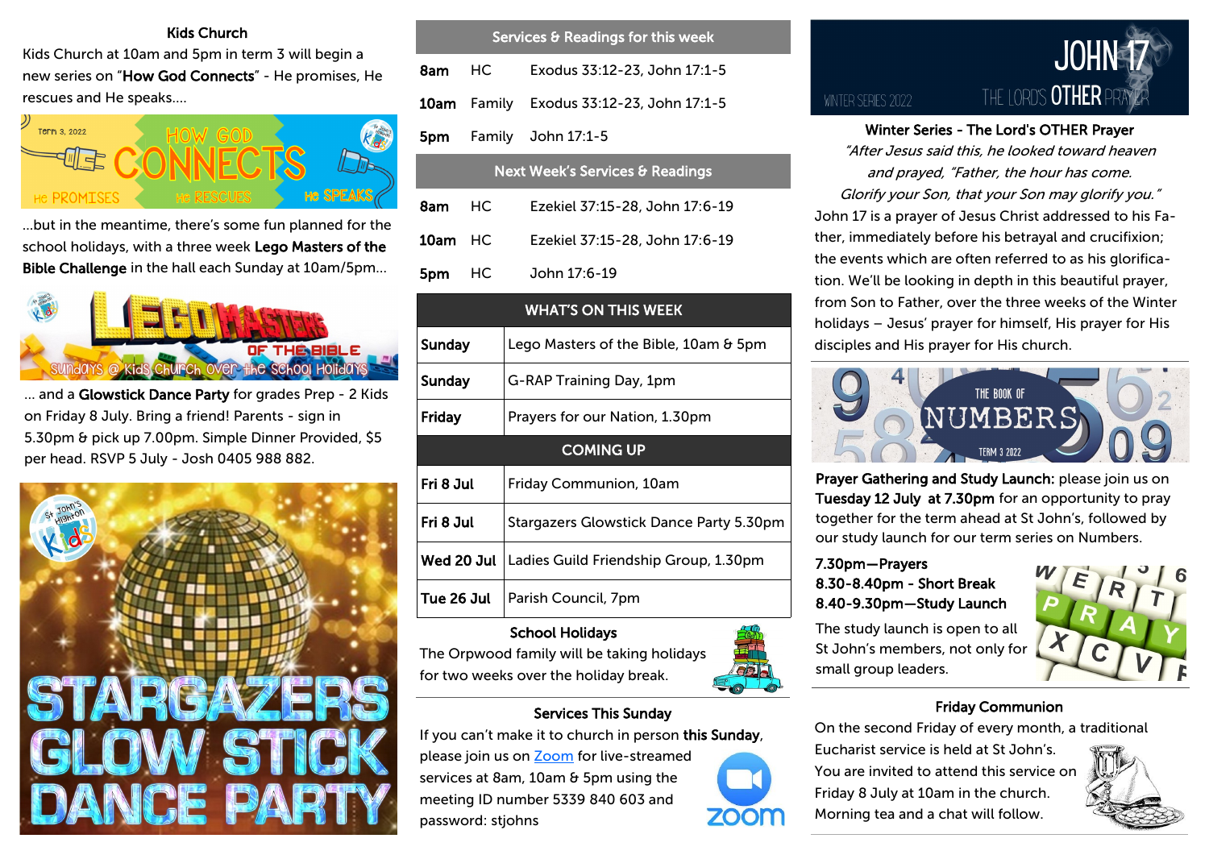## Kids Church

Kids Church at 10am and 5pm in term 3 will begin a new series on "**How God Connects**" - He promises, He rescues and He speaks....

Term 3, 2022 HOW GOD CONNECTS He PROMISES He RESCUES He SPEAKS

...but in the meantime, there's some fun planned for the school holidays, with a three week **Lego Masters of the Bible Challenge** in the hall each Sunday at 10am/5pm...

LEGO MASTERS OF THE BIBLE Sundays @ Kids Church over the School Holidays

... and a **Glowstick Dance Party** for grades Prep - 2 Kids on Friday 8 July. Bring a friend! Parents - sign in 5.30pm & pick up 7.00pm. Simple Dinner Provided, $5 per head. RSVP 5 July - Josh 0405 988 882.

STARGAZERS GLOW STICK DANCE PARTY

| Services & Readings for this week | | |
|---|---|---|
| **8am** | HC | Exodus 33:12-23, John 17:1-5 |
| **10am** | Family | Exodus 33:12-23, John 17:1-5 |
| **5pm** | Family | John 17:1-5 |

| Next Week's Services & Readings | | |
|---|---|---|
| **8am** | HC | Ezekiel 37:15-28, John 17:6-19 |
| **10am** | HC | Ezekiel 37:15-28, John 17:6-19 |
| **5pm** | HC | John 17:6-19 |

| WHAT'S ON THIS WEEK | |
|---|---|
| **Sunday** | Lego Masters of the Bible, 10am & 5pm |
| **Sunday** | G-RAP Training Day, 1pm |
| **Friday** | Prayers for our Nation, 1.30pm |
| **COMING UP** | |
| **Fri 8 Jul** | Friday Communion, 10am |
| **Fri 8 Jul** | Stargazers Glowstick Dance Party 5.30pm |
| **Wed 20 Jul** | Ladies Guild Friendship Group, 1.30pm |
| **Tue 26 Jul** | Parish Council, 7pm |

## School Holidays

The Orpwood family will be taking holidays for two weeks over the holiday break.

## Services This Sunday

If you can't make it to church in person **this Sunday**, please join us on Zoom for live-streamed services at 8am, 10am & 5pm using the meeting ID number 5339 840 603 and password: stjohns

WINTER SERIES 2022 JOHN 17 THE LORD'S OTHER PRAYER

## Winter Series - The Lord's OTHER Prayer

*"After Jesus said this, he looked toward heaven and prayed, "Father, the hour has come. Glorify your Son, that your Son may glorify you."*

John 17 is a prayer of Jesus Christ addressed to his Father, immediately before his betrayal and crucifixion; the events which are often referred to as his glorification. We'll be looking in depth in this beautiful prayer, from Son to Father, over the three weeks of the Winter holidays – Jesus' prayer for himself, His prayer for His disciples and His prayer for His church.

THE BOOK OF NUMBERS TERM 3 2022

**Prayer Gathering and Study Launch:** please join us on **Tuesday 12 July at 7.30pm** for an opportunity to pray together for the term ahead at St John's, followed by our study launch for our term series on Numbers.

**7.30pm—Prayers**
**8.30-8.40pm - Short Break**
**8.40-9.30pm—Study Launch**

The study launch is open to all St John's members, not only for small group leaders.

## Friday Communion

On the second Friday of every month, a traditional Eucharist service is held at St John's. You are invited to attend this service on Friday 8 July at 10am in the church. Morning tea and a chat will follow.